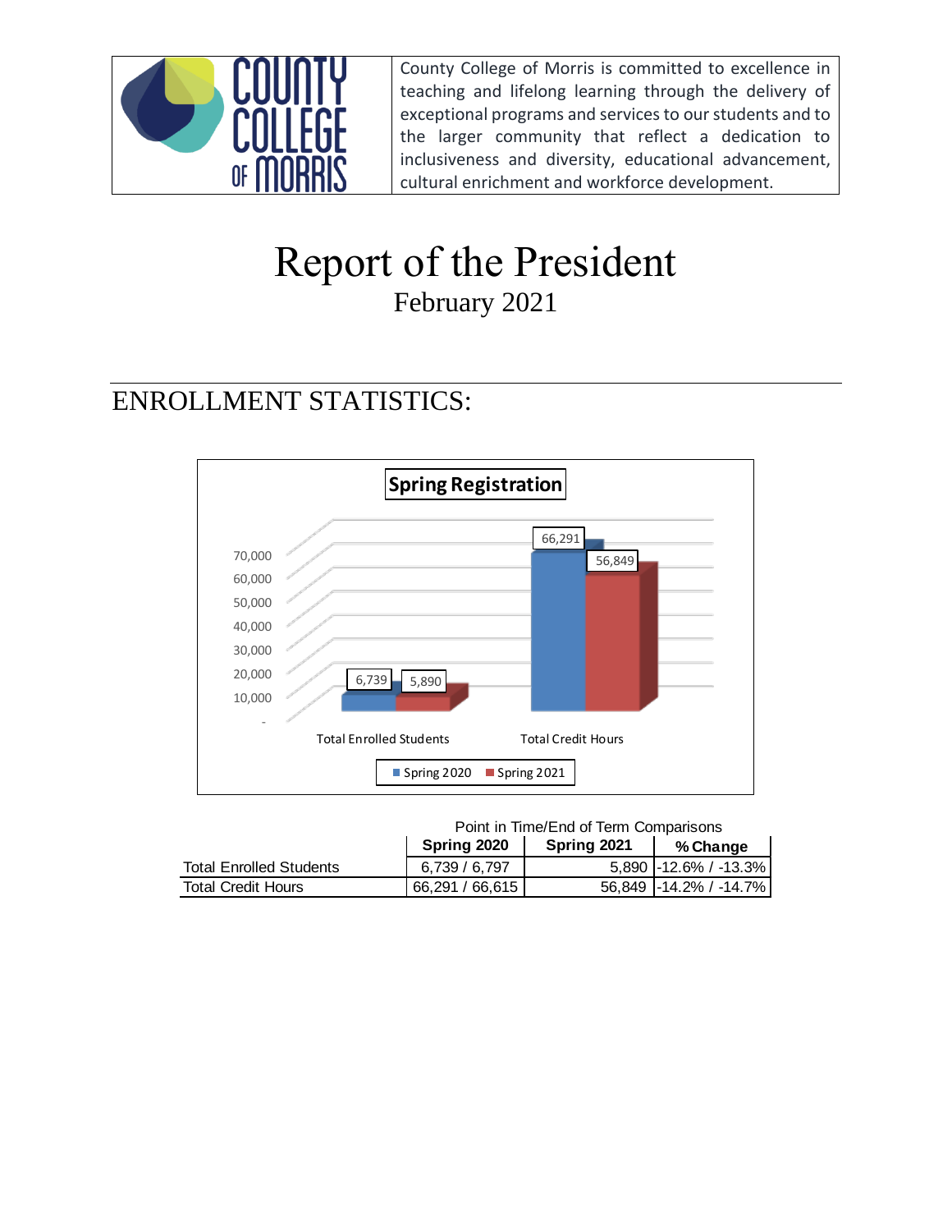County College of Morris is committed to excellence in teaching and lifelong learning through the delivery of exceptional programs and services to our students and to the larger community that reflect a dedication to inclusiveness and diversity, educational advancement, cultural enrichment and workforce development.

# Report of the President

February 2021

## ENROLLMENT STATISTICS:

**Spring Registration**

| | Spring 2020 | Spring 2021 |
|---|---|---|
| Total Enrolled Students | 6,739 | 5,890 |
| Total Credit Hours | 66,291 | 56,849 |

| | Point in Time/End of Term Comparisons | | |
|---|---|---|---|
| | **Spring 2020** | **Spring 2021** | **% Change** |
| Total Enrolled Students | 6,739 / 6,797 | 5,890 | -12.6% / -13.3% |
| Total Credit Hours | 66,291 / 66,615 | 56,849 | -14.2% / -14.7% |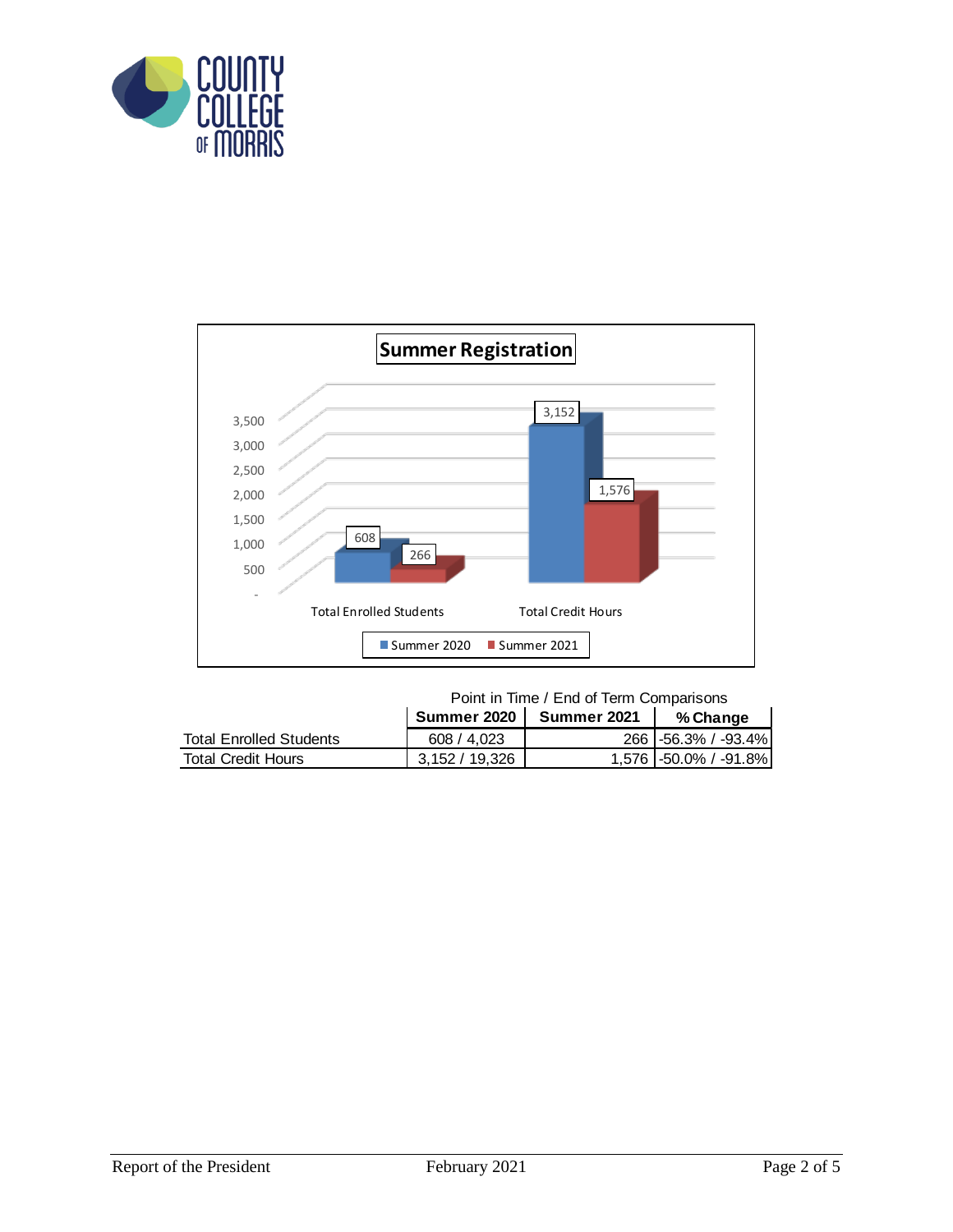## Summer Registration

| | Summer 2020 | Summer 2021 |
|---|---|---|
| Total Enrolled Students | 608 | 266 |
| Total Credit Hours | 3,152 | 1,576 |

Point in Time / End of Term Comparisons

| | Summer 2020 | Summer 2021 | % Change |
|---|---|---|---|
| Total Enrolled Students | 608 / 4,023 | 266 | -56.3% / -93.4% |
| Total Credit Hours | 3,152 / 19,326 | 1,576 | -50.0% / -91.8% |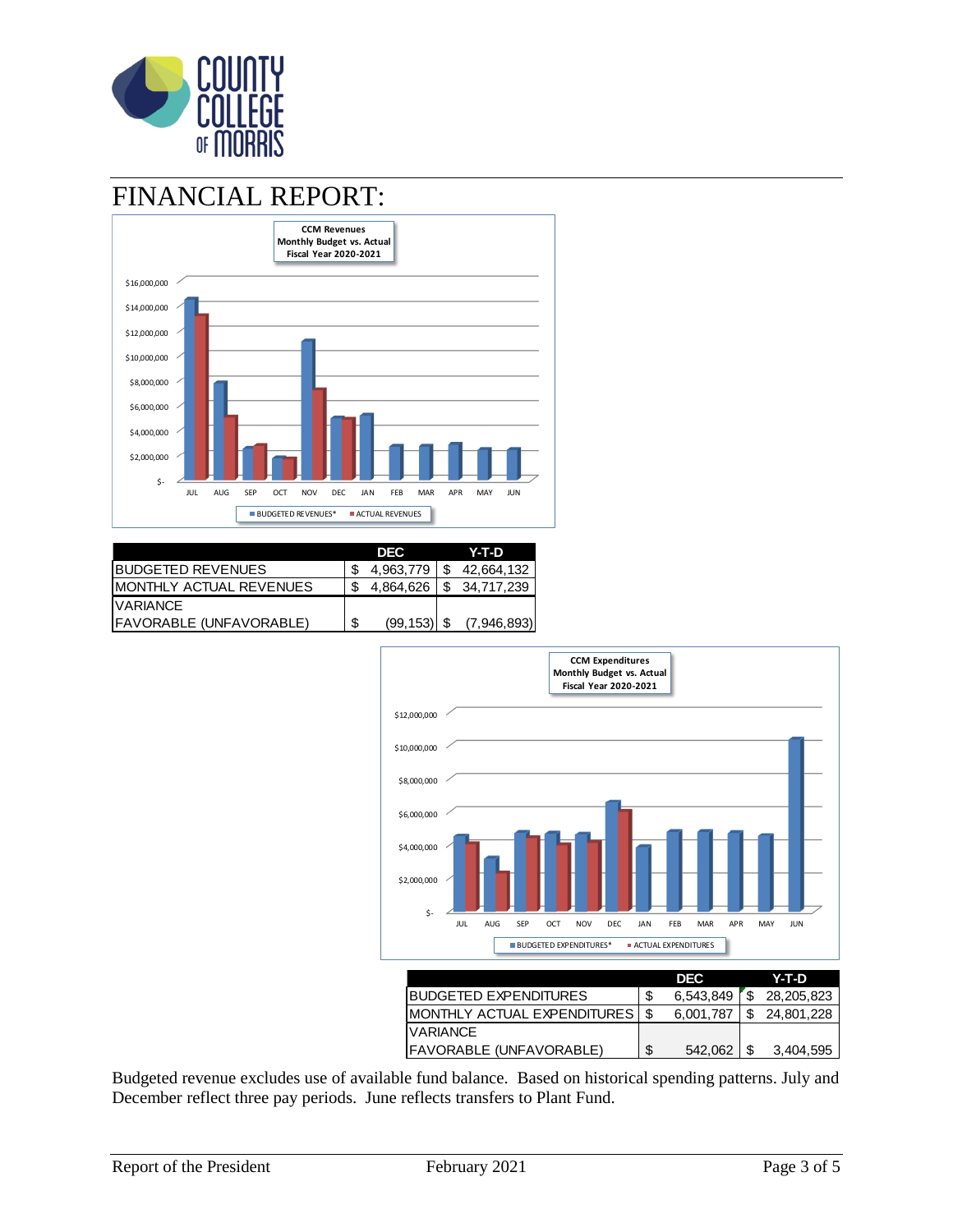# FINANCIAL REPORT:

**CCM Revenues**
**Monthly Budget vs. Actual**
**Fiscal Year 2020-2021**

| | DEC | Y-T-D |
|---|---|---|
| BUDGETED REVENUES | $ 4,963,779 | $ 42,664,132 |
| MONTHLY ACTUAL REVENUES | $ 4,864,626 | $ 34,717,239 |
| VARIANCE FAVORABLE (UNFAVORABLE) | $ (99,153) | $ (7,946,893) |

**CCM Expenditures**
**Monthly Budget vs. Actual**
**Fiscal Year 2020-2021**

| | DEC | Y-T-D |
|---|---|---|
| BUDGETED EXPENDITURES | $ 6,543,849 | $ 28,205,823 |
| MONTHLY ACTUAL EXPENDITURES | $ 6,001,787 | $ 24,801,228 |
| VARIANCE FAVORABLE (UNFAVORABLE) | $ 542,062 | $ 3,404,595 |

Budgeted revenue excludes use of available fund balance. Based on historical spending patterns. July and December reflect three pay periods. June reflects transfers to Plant Fund.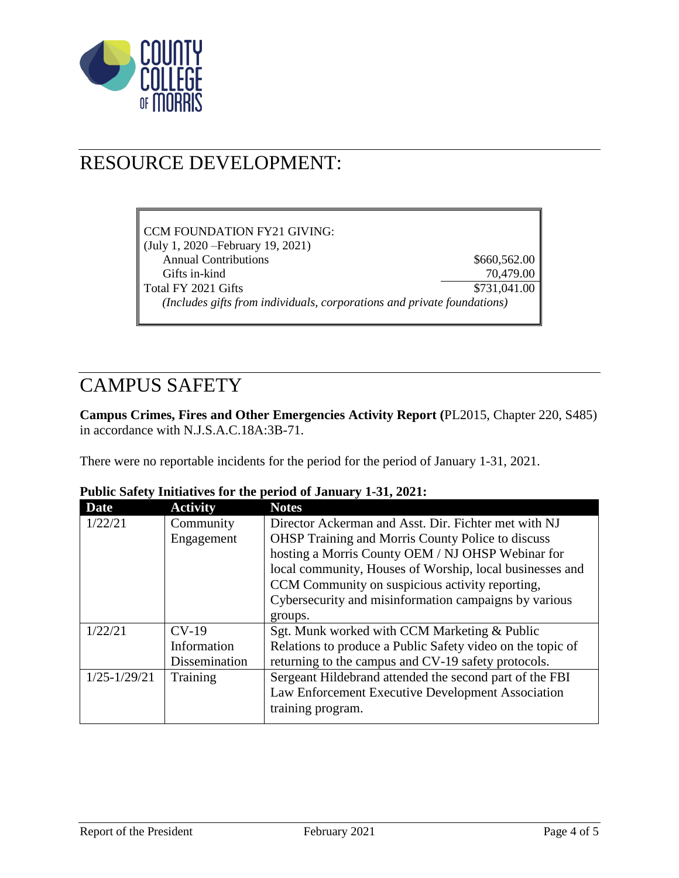# RESOURCE DEVELOPMENT:

| CCM FOUNDATION FY21 GIVING: | |
|---|---|
| (July 1, 2020 –February 19, 2021) | |
| Annual Contributions | $660,562.00 |
| Gifts in-kind | 70,479.00 |
| Total FY 2021 Gifts | $731,041.00 |

*(Includes gifts from individuals, corporations and private foundations)*

# CAMPUS SAFETY

**Campus Crimes, Fires and Other Emergencies Activity Report (**PL2015, Chapter 220, S485) in accordance with N.J.S.A.C.18A:3B-71.

There were no reportable incidents for the period for the period of January 1-31, 2021.

**Public Safety Initiatives for the period of January 1-31, 2021:**

| Date | Activity | Notes |
|---|---|---|
| 1/22/21 | Community Engagement | Director Ackerman and Asst. Dir. Fichter met with NJ OHSP Training and Morris County Police to discuss hosting a Morris County OEM / NJ OHSP Webinar for local community, Houses of Worship, local businesses and CCM Community on suspicious activity reporting, Cybersecurity and misinformation campaigns by various groups. |
| 1/22/21 | CV-19 Information Dissemination | Sgt. Munk worked with CCM Marketing & Public Relations to produce a Public Safety video on the topic of returning to the campus and CV-19 safety protocols. |
| 1/25-1/29/21 | Training | Sergeant Hildebrand attended the second part of the FBI Law Enforcement Executive Development Association training program. |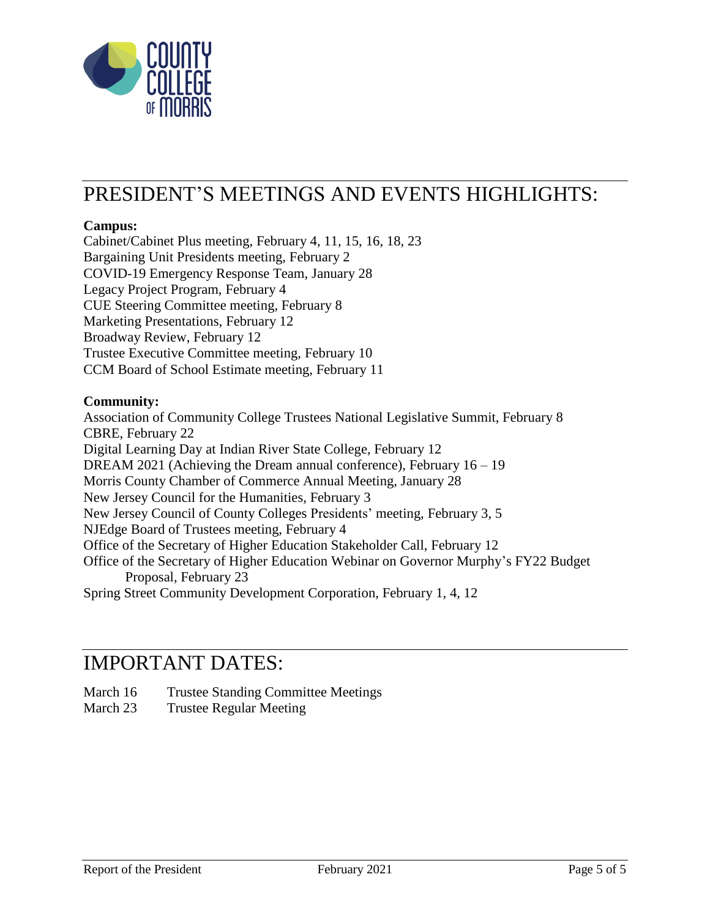## PRESIDENT'S MEETINGS AND EVENTS HIGHLIGHTS:

**Campus:**

Cabinet/Cabinet Plus meeting, February 4, 11, 15, 16, 18, 23
Bargaining Unit Presidents meeting, February 2
COVID-19 Emergency Response Team, January 28
Legacy Project Program, February 4
CUE Steering Committee meeting, February 8
Marketing Presentations, February 12
Broadway Review, February 12
Trustee Executive Committee meeting, February 10
CCM Board of School Estimate meeting, February 11

**Community:**

Association of Community College Trustees National Legislative Summit, February 8
CBRE, February 22
Digital Learning Day at Indian River State College, February 12
DREAM 2021 (Achieving the Dream annual conference), February 16 – 19
Morris County Chamber of Commerce Annual Meeting, January 28
New Jersey Council for the Humanities, February 3
New Jersey Council of County Colleges Presidents' meeting, February 3, 5
NJEdge Board of Trustees meeting, February 4
Office of the Secretary of Higher Education Stakeholder Call, February 12
Office of the Secretary of Higher Education Webinar on Governor Murphy's FY22 Budget Proposal, February 23
Spring Street Community Development Corporation, February 1, 4, 12

## IMPORTANT DATES:

March 16 Trustee Standing Committee Meetings
March 23 Trustee Regular Meeting